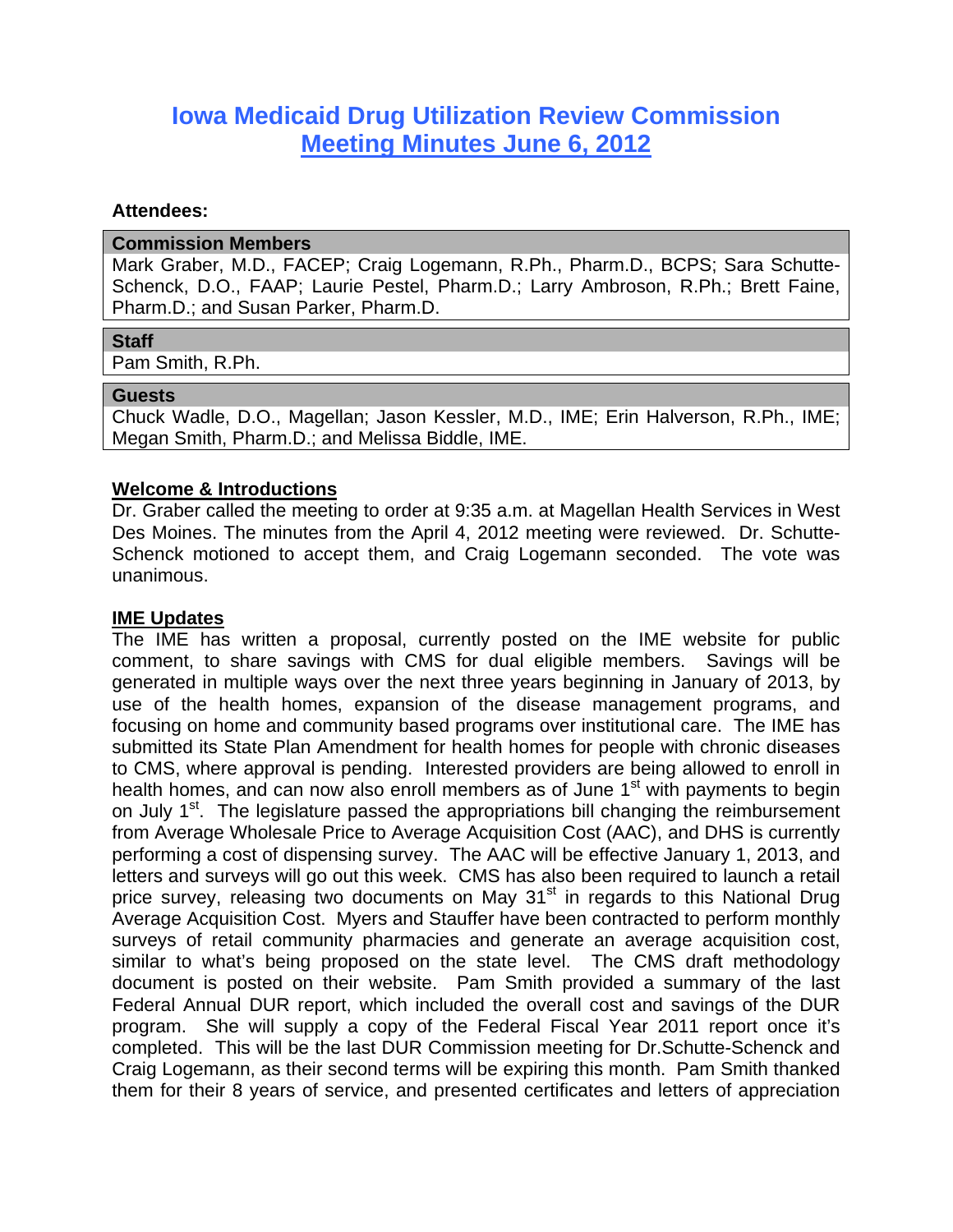# Iowa Medicaid Drug Utilization Review Commission
# Meeting Minutes June 6, 2012

**Attendees:**

| Commission Members |
|---|
| Mark Graber, M.D., FACEP; Craig Logemann, R.Ph., Pharm.D., BCPS; Sara Schutte-Schenck, D.O., FAAP; Laurie Pestel, Pharm.D.; Larry Ambroson, R.Ph.; Brett Faine, Pharm.D.; and Susan Parker, Pharm.D. |

| Staff |
|---|
| Pam Smith, R.Ph. |

| Guests |
|---|
| Chuck Wadle, D.O., Magellan; Jason Kessler, M.D., IME; Erin Halverson, R.Ph., IME; Megan Smith, Pharm.D.; and Melissa Biddle, IME. |

**Welcome & Introductions**

Dr. Graber called the meeting to order at 9:35 a.m. at Magellan Health Services in West Des Moines. The minutes from the April 4, 2012 meeting were reviewed. Dr. Schutte-Schenck motioned to accept them, and Craig Logemann seconded. The vote was unanimous.

**IME Updates**

The IME has written a proposal, currently posted on the IME website for public comment, to share savings with CMS for dual eligible members. Savings will be generated in multiple ways over the next three years beginning in January of 2013, by use of the health homes, expansion of the disease management programs, and focusing on home and community based programs over institutional care. The IME has submitted its State Plan Amendment for health homes for people with chronic diseases to CMS, where approval is pending. Interested providers are being allowed to enroll in health homes, and can now also enroll members as of June 1st with payments to begin on July 1st. The legislature passed the appropriations bill changing the reimbursement from Average Wholesale Price to Average Acquisition Cost (AAC), and DHS is currently performing a cost of dispensing survey. The AAC will be effective January 1, 2013, and letters and surveys will go out this week. CMS has also been required to launch a retail price survey, releasing two documents on May 31st in regards to this National Drug Average Acquisition Cost. Myers and Stauffer have been contracted to perform monthly surveys of retail community pharmacies and generate an average acquisition cost, similar to what's being proposed on the state level. The CMS draft methodology document is posted on their website. Pam Smith provided a summary of the last Federal Annual DUR report, which included the overall cost and savings of the DUR program. She will supply a copy of the Federal Fiscal Year 2011 report once it's completed. This will be the last DUR Commission meeting for Dr.Schutte-Schenck and Craig Logemann, as their second terms will be expiring this month. Pam Smith thanked them for their 8 years of service, and presented certificates and letters of appreciation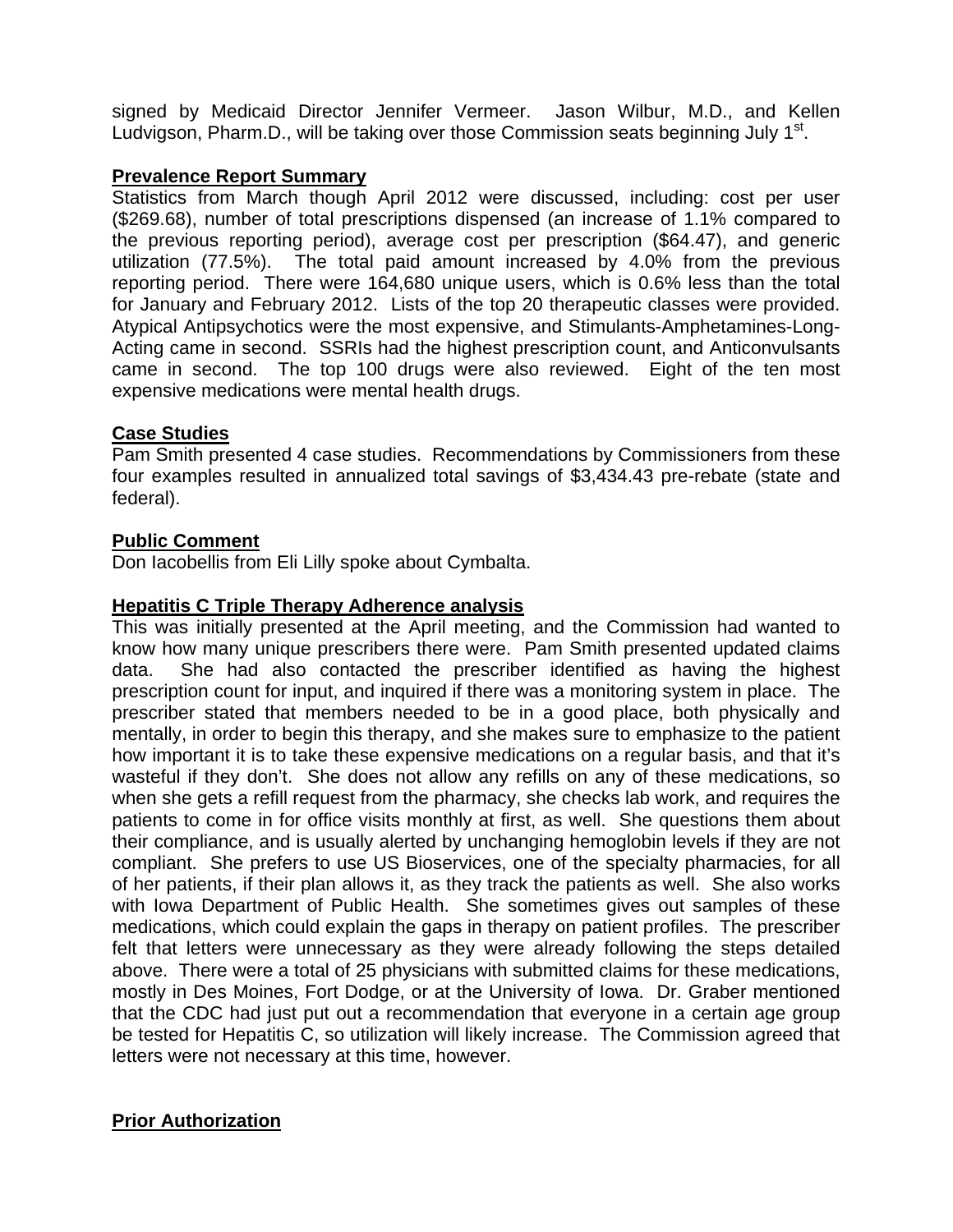signed by Medicaid Director Jennifer Vermeer. Jason Wilbur, M.D., and Kellen Ludvigson, Pharm.D., will be taking over those Commission seats beginning July 1st.

**Prevalence Report Summary**

Statistics from March though April 2012 were discussed, including: cost per user ($269.68), number of total prescriptions dispensed (an increase of 1.1% compared to the previous reporting period), average cost per prescription ($64.47), and generic utilization (77.5%). The total paid amount increased by 4.0% from the previous reporting period. There were 164,680 unique users, which is 0.6% less than the total for January and February 2012. Lists of the top 20 therapeutic classes were provided. Atypical Antipsychotics were the most expensive, and Stimulants-Amphetamines-Long-Acting came in second. SSRIs had the highest prescription count, and Anticonvulsants came in second. The top 100 drugs were also reviewed. Eight of the ten most expensive medications were mental health drugs.

**Case Studies**

Pam Smith presented 4 case studies. Recommendations by Commissioners from these four examples resulted in annualized total savings of $3,434.43 pre-rebate (state and federal).

**Public Comment**

Don Iacobellis from Eli Lilly spoke about Cymbalta.

**Hepatitis C Triple Therapy Adherence analysis**

This was initially presented at the April meeting, and the Commission had wanted to know how many unique prescribers there were. Pam Smith presented updated claims data. She had also contacted the prescriber identified as having the highest prescription count for input, and inquired if there was a monitoring system in place. The prescriber stated that members needed to be in a good place, both physically and mentally, in order to begin this therapy, and she makes sure to emphasize to the patient how important it is to take these expensive medications on a regular basis, and that it's wasteful if they don't. She does not allow any refills on any of these medications, so when she gets a refill request from the pharmacy, she checks lab work, and requires the patients to come in for office visits monthly at first, as well. She questions them about their compliance, and is usually alerted by unchanging hemoglobin levels if they are not compliant. She prefers to use US Bioservices, one of the specialty pharmacies, for all of her patients, if their plan allows it, as they track the patients as well. She also works with Iowa Department of Public Health. She sometimes gives out samples of these medications, which could explain the gaps in therapy on patient profiles. The prescriber felt that letters were unnecessary as they were already following the steps detailed above. There were a total of 25 physicians with submitted claims for these medications, mostly in Des Moines, Fort Dodge, or at the University of Iowa. Dr. Graber mentioned that the CDC had just put out a recommendation that everyone in a certain age group be tested for Hepatitis C, so utilization will likely increase. The Commission agreed that letters were not necessary at this time, however.

**Prior Authorization**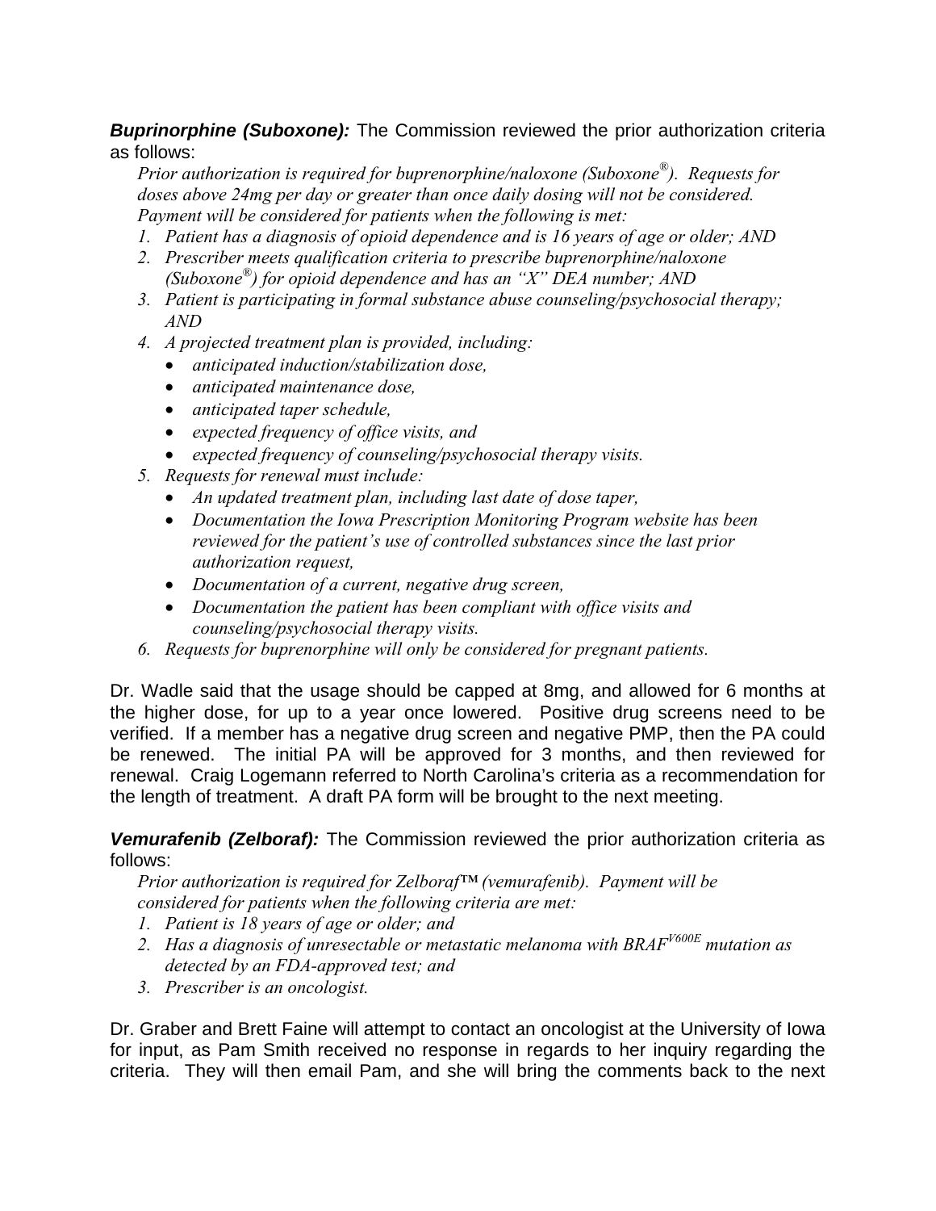***Buprinorphine (Suboxone):*** The Commission reviewed the prior authorization criteria as follows:

*Prior authorization is required for buprenorphine/naloxone (Suboxone®). Requests for doses above 24mg per day or greater than once daily dosing will not be considered. Payment will be considered for patients when the following is met:*

1. *Patient has a diagnosis of opioid dependence and is 16 years of age or older; AND*
2. *Prescriber meets qualification criteria to prescribe buprenorphine/naloxone (Suboxone®) for opioid dependence and has an "X" DEA number; AND*
3. *Patient is participating in formal substance abuse counseling/psychosocial therapy; AND*
4. *A projected treatment plan is provided, including:*
   - *anticipated induction/stabilization dose,*
   - *anticipated maintenance dose,*
   - *anticipated taper schedule,*
   - *expected frequency of office visits, and*
   - *expected frequency of counseling/psychosocial therapy visits.*
5. *Requests for renewal must include:*
   - *An updated treatment plan, including last date of dose taper,*
   - *Documentation the Iowa Prescription Monitoring Program website has been reviewed for the patient's use of controlled substances since the last prior authorization request,*
   - *Documentation of a current, negative drug screen,*
   - *Documentation the patient has been compliant with office visits and counseling/psychosocial therapy visits.*
6. *Requests for buprenorphine will only be considered for pregnant patients.*

Dr. Wadle said that the usage should be capped at 8mg, and allowed for 6 months at the higher dose, for up to a year once lowered. Positive drug screens need to be verified. If a member has a negative drug screen and negative PMP, then the PA could be renewed. The initial PA will be approved for 3 months, and then reviewed for renewal. Craig Logemann referred to North Carolina's criteria as a recommendation for the length of treatment. A draft PA form will be brought to the next meeting.

***Vemurafenib (Zelboraf):*** The Commission reviewed the prior authorization criteria as follows:

*Prior authorization is required for Zelboraf™ (vemurafenib). Payment will be considered for patients when the following criteria are met:*

1. *Patient is 18 years of age or older; and*
2. *Has a diagnosis of unresectable or metastatic melanoma with $BRAF^{V600E}$ mutation as detected by an FDA-approved test; and*
3. *Prescriber is an oncologist.*

Dr. Graber and Brett Faine will attempt to contact an oncologist at the University of Iowa for input, as Pam Smith received no response in regards to her inquiry regarding the criteria. They will then email Pam, and she will bring the comments back to the next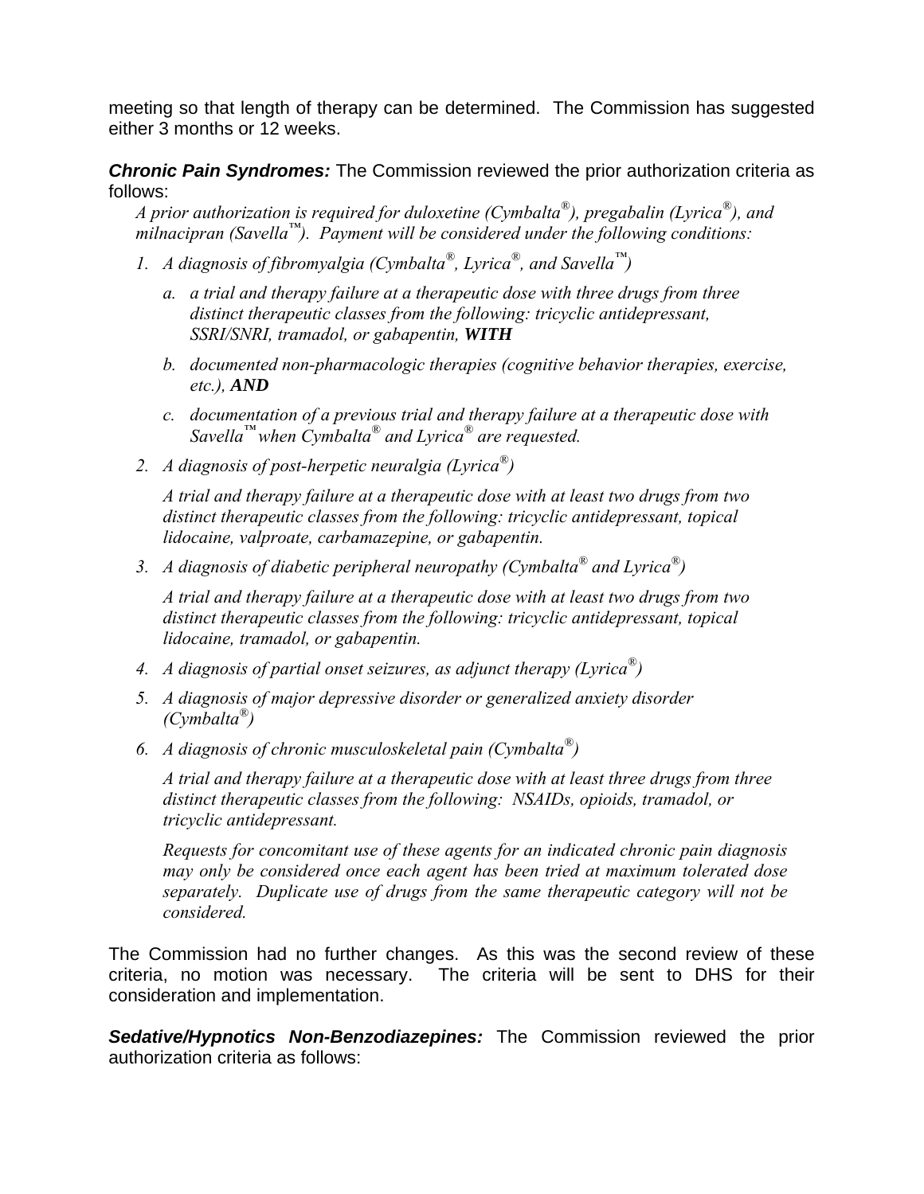meeting so that length of therapy can be determined. The Commission has suggested either 3 months or 12 weeks.

***Chronic Pain Syndromes:*** The Commission reviewed the prior authorization criteria as follows:

*A prior authorization is required for duloxetine (Cymbalta®), pregabalin (Lyrica®), and milnacipran (Savella™). Payment will be considered under the following conditions:*

1. *A diagnosis of fibromyalgia (Cymbalta®, Lyrica®, and Savella™)*
   a. *a trial and therapy failure at a therapeutic dose with three drugs from three distinct therapeutic classes from the following: tricyclic antidepressant, SSRI/SNRI, tramadol, or gabapentin,* ***WITH***
   b. *documented non-pharmacologic therapies (cognitive behavior therapies, exercise, etc.),* ***AND***
   c. *documentation of a previous trial and therapy failure at a therapeutic dose with Savella™ when Cymbalta® and Lyrica® are requested.*
2. *A diagnosis of post-herpetic neuralgia (Lyrica®)*

   *A trial and therapy failure at a therapeutic dose with at least two drugs from two distinct therapeutic classes from the following: tricyclic antidepressant, topical lidocaine, valproate, carbamazepine, or gabapentin.*
3. *A diagnosis of diabetic peripheral neuropathy (Cymbalta® and Lyrica®)*

   *A trial and therapy failure at a therapeutic dose with at least two drugs from two distinct therapeutic classes from the following: tricyclic antidepressant, topical lidocaine, tramadol, or gabapentin.*
4. *A diagnosis of partial onset seizures, as adjunct therapy (Lyrica®)*
5. *A diagnosis of major depressive disorder or generalized anxiety disorder (Cymbalta®)*
6. *A diagnosis of chronic musculoskeletal pain (Cymbalta®)*

   *A trial and therapy failure at a therapeutic dose with at least three drugs from three distinct therapeutic classes from the following: NSAIDs, opioids, tramadol, or tricyclic antidepressant.*

   *Requests for concomitant use of these agents for an indicated chronic pain diagnosis may only be considered once each agent has been tried at maximum tolerated dose separately. Duplicate use of drugs from the same therapeutic category will not be considered.*

The Commission had no further changes. As this was the second review of these criteria, no motion was necessary. The criteria will be sent to DHS for their consideration and implementation.

***Sedative/Hypnotics Non-Benzodiazepines:*** The Commission reviewed the prior authorization criteria as follows: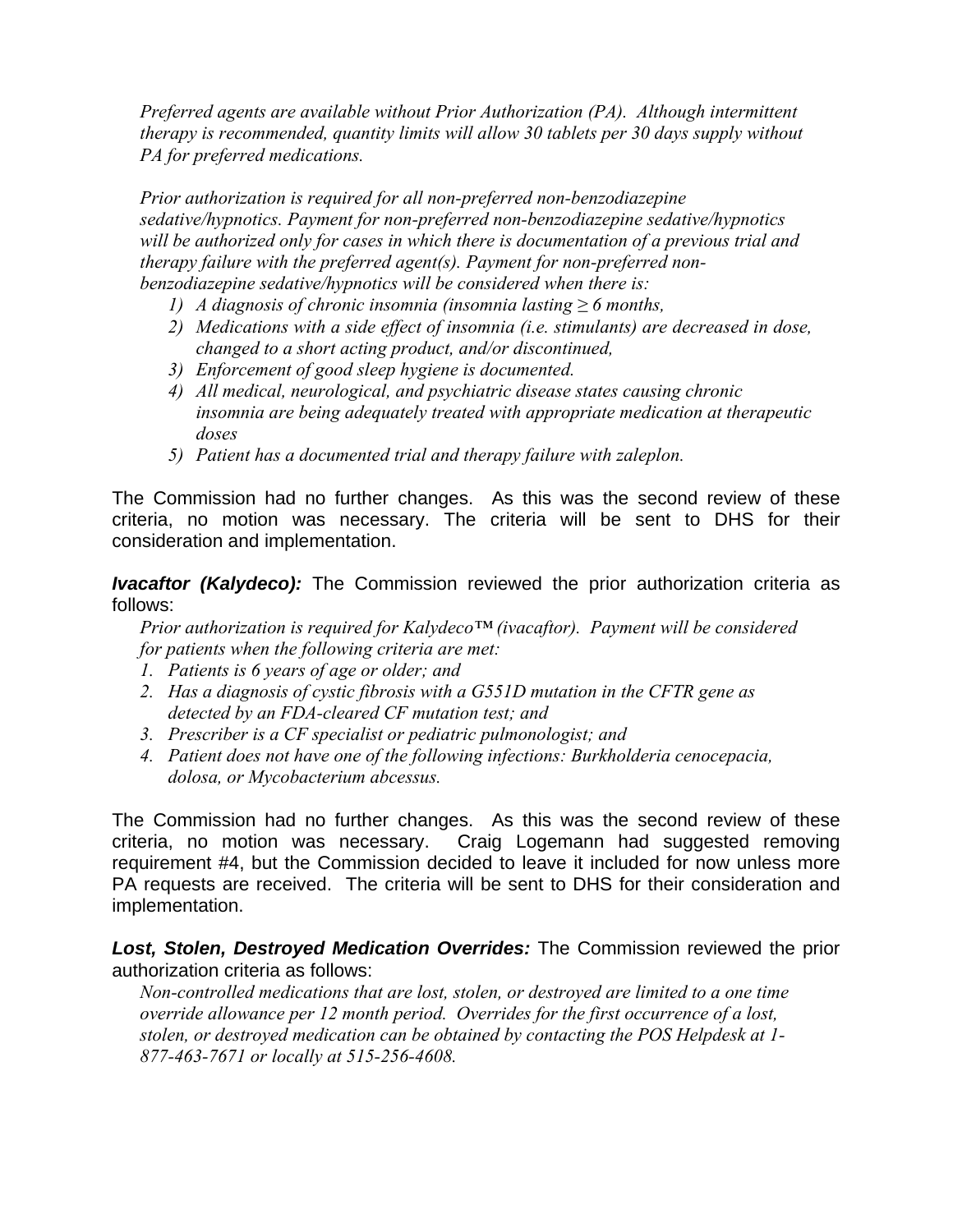*Preferred agents are available without Prior Authorization (PA). Although intermittent therapy is recommended, quantity limits will allow 30 tablets per 30 days supply without PA for preferred medications.*

*Prior authorization is required for all non-preferred non-benzodiazepine sedative/hypnotics. Payment for non-preferred non-benzodiazepine sedative/hypnotics will be authorized only for cases in which there is documentation of a previous trial and therapy failure with the preferred agent(s). Payment for non-preferred non-benzodiazepine sedative/hypnotics will be considered when there is:*

1) *A diagnosis of chronic insomnia (insomnia lasting ≥ 6 months,*
2) *Medications with a side effect of insomnia (i.e. stimulants) are decreased in dose, changed to a short acting product, and/or discontinued,*
3) *Enforcement of good sleep hygiene is documented.*
4) *All medical, neurological, and psychiatric disease states causing chronic insomnia are being adequately treated with appropriate medication at therapeutic doses*
5) *Patient has a documented trial and therapy failure with zaleplon.*

The Commission had no further changes. As this was the second review of these criteria, no motion was necessary. The criteria will be sent to DHS for their consideration and implementation.

***Ivacaftor (Kalydeco):*** The Commission reviewed the prior authorization criteria as follows:

*Prior authorization is required for Kalydeco™ (ivacaftor). Payment will be considered for patients when the following criteria are met:*

1. *Patients is 6 years of age or older; and*
2. *Has a diagnosis of cystic fibrosis with a G551D mutation in the CFTR gene as detected by an FDA-cleared CF mutation test; and*
3. *Prescriber is a CF specialist or pediatric pulmonologist; and*
4. *Patient does not have one of the following infections: Burkholderia cenocepacia, dolosa, or Mycobacterium abcessus.*

The Commission had no further changes. As this was the second review of these criteria, no motion was necessary. Craig Logemann had suggested removing requirement #4, but the Commission decided to leave it included for now unless more PA requests are received. The criteria will be sent to DHS for their consideration and implementation.

***Lost, Stolen, Destroyed Medication Overrides:*** The Commission reviewed the prior authorization criteria as follows:

*Non-controlled medications that are lost, stolen, or destroyed are limited to a one time override allowance per 12 month period. Overrides for the first occurrence of a lost, stolen, or destroyed medication can be obtained by contacting the POS Helpdesk at 1-877-463-7671 or locally at 515-256-4608.*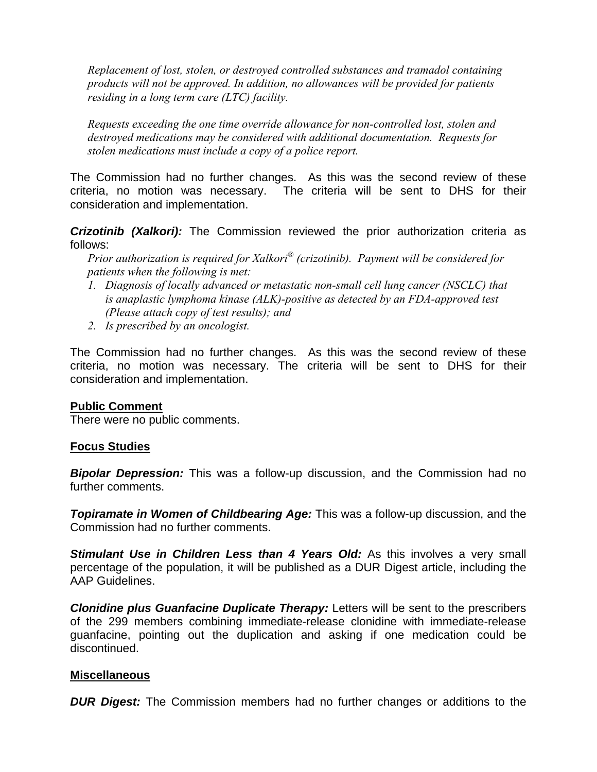*Replacement of lost, stolen, or destroyed controlled substances and tramadol containing products will not be approved. In addition, no allowances will be provided for patients residing in a long term care (LTC) facility.*

*Requests exceeding the one time override allowance for non-controlled lost, stolen and destroyed medications may be considered with additional documentation. Requests for stolen medications must include a copy of a police report.*

The Commission had no further changes. As this was the second review of these criteria, no motion was necessary. The criteria will be sent to DHS for their consideration and implementation.

***Crizotinib (Xalkori):*** The Commission reviewed the prior authorization criteria as follows:

*Prior authorization is required for Xalkori® (crizotinib). Payment will be considered for patients when the following is met:*

1. *Diagnosis of locally advanced or metastatic non-small cell lung cancer (NSCLC) that is anaplastic lymphoma kinase (ALK)-positive as detected by an FDA-approved test (Please attach copy of test results); and*
2. *Is prescribed by an oncologist.*

The Commission had no further changes. As this was the second review of these criteria, no motion was necessary. The criteria will be sent to DHS for their consideration and implementation.

**Public Comment**

There were no public comments.

**Focus Studies**

***Bipolar Depression:*** This was a follow-up discussion, and the Commission had no further comments.

***Topiramate in Women of Childbearing Age:*** This was a follow-up discussion, and the Commission had no further comments.

***Stimulant Use in Children Less than 4 Years Old:*** As this involves a very small percentage of the population, it will be published as a DUR Digest article, including the AAP Guidelines.

***Clonidine plus Guanfacine Duplicate Therapy:*** Letters will be sent to the prescribers of the 299 members combining immediate-release clonidine with immediate-release guanfacine, pointing out the duplication and asking if one medication could be discontinued.

**Miscellaneous**

***DUR Digest:*** The Commission members had no further changes or additions to the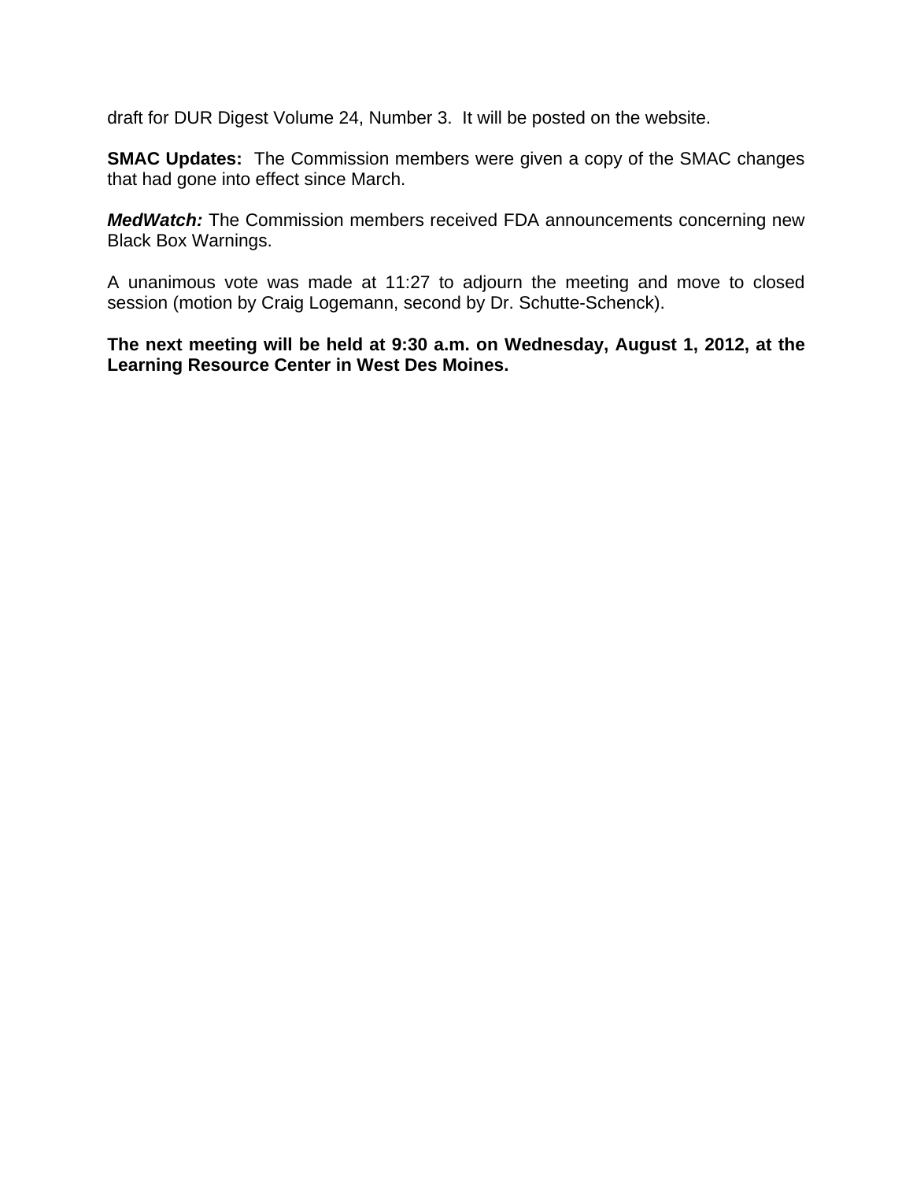draft for DUR Digest Volume 24, Number 3. It will be posted on the website.

**SMAC Updates:** The Commission members were given a copy of the SMAC changes that had gone into effect since March.

***MedWatch:*** The Commission members received FDA announcements concerning new Black Box Warnings.

A unanimous vote was made at 11:27 to adjourn the meeting and move to closed session (motion by Craig Logemann, second by Dr. Schutte-Schenck).

**The next meeting will be held at 9:30 a.m. on Wednesday, August 1, 2012, at the Learning Resource Center in West Des Moines.**